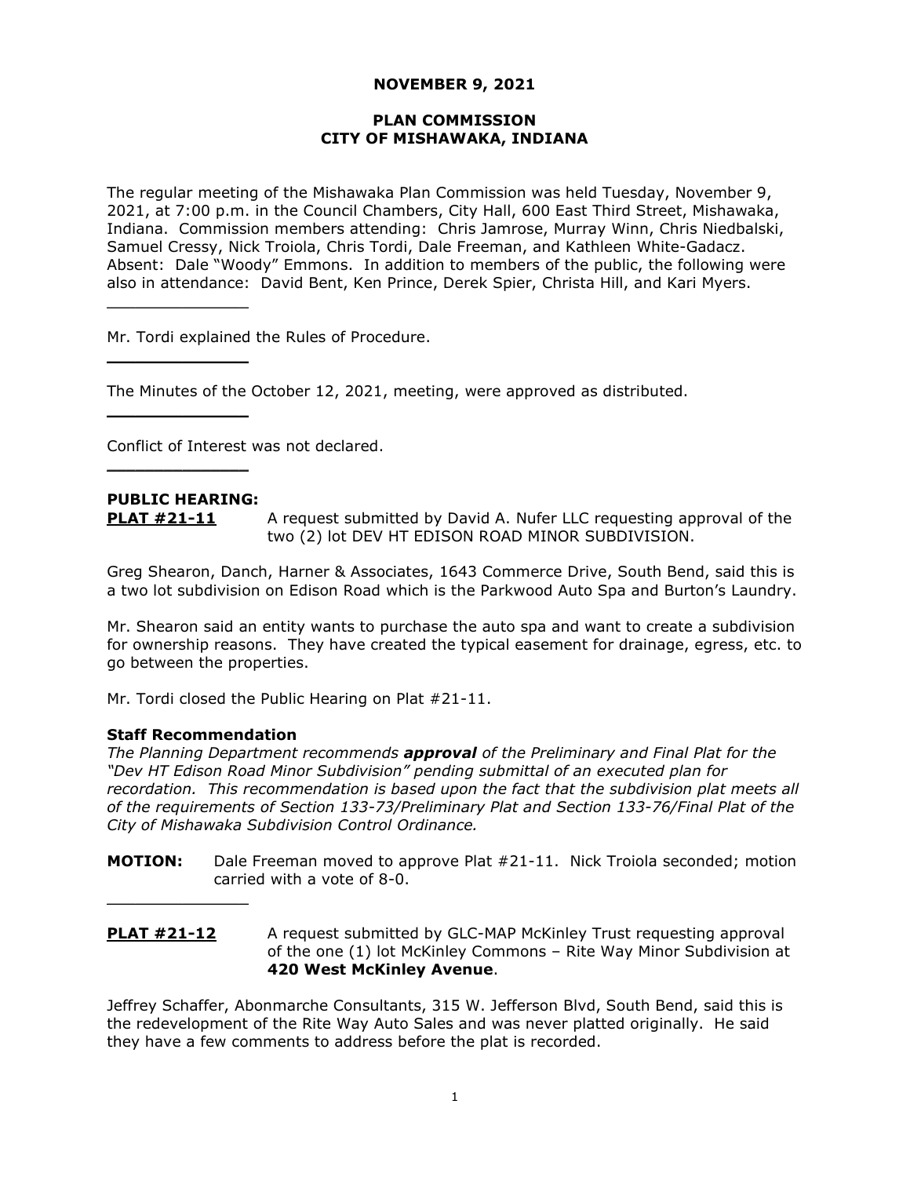**NOVEMBER 9, 2021**

**PLAN COMMISSION**
**CITY OF MISHAWAKA, INDIANA**

The regular meeting of the Mishawaka Plan Commission was held Tuesday, November 9, 2021, at 7:00 p.m. in the Council Chambers, City Hall, 600 East Third Street, Mishawaka, Indiana. Commission members attending: Chris Jamrose, Murray Winn, Chris Niedbalski, Samuel Cressy, Nick Troiola, Chris Tordi, Dale Freeman, and Kathleen White-Gadacz. Absent: Dale "Woody" Emmons. In addition to members of the public, the following were also in attendance: David Bent, Ken Prince, Derek Spier, Christa Hill, and Kari Myers.

---

Mr. Tordi explained the Rules of Procedure.

---

The Minutes of the October 12, 2021, meeting, were approved as distributed.

---

Conflict of Interest was not declared.

---

**PUBLIC HEARING:**

**PLAT #21-11** A request submitted by David A. Nufer LLC requesting approval of the two (2) lot DEV HT EDISON ROAD MINOR SUBDIVISION.

Greg Shearon, Danch, Harner & Associates, 1643 Commerce Drive, South Bend, said this is a two lot subdivision on Edison Road which is the Parkwood Auto Spa and Burton's Laundry.

Mr. Shearon said an entity wants to purchase the auto spa and want to create a subdivision for ownership reasons. They have created the typical easement for drainage, egress, etc. to go between the properties.

Mr. Tordi closed the Public Hearing on Plat #21-11.

**Staff Recommendation**

*The Planning Department recommends* ***approval*** *of the Preliminary and Final Plat for the "Dev HT Edison Road Minor Subdivision" pending submittal of an executed plan for recordation. This recommendation is based upon the fact that the subdivision plat meets all of the requirements of Section 133-73/Preliminary Plat and Section 133-76/Final Plat of the City of Mishawaka Subdivision Control Ordinance.*

**MOTION:** Dale Freeman moved to approve Plat #21-11. Nick Troiola seconded; motion carried with a vote of 8-0.

---

**PLAT #21-12** A request submitted by GLC-MAP McKinley Trust requesting approval of the one (1) lot McKinley Commons – Rite Way Minor Subdivision at **420 West McKinley Avenue**.

Jeffrey Schaffer, Abonmarche Consultants, 315 W. Jefferson Blvd, South Bend, said this is the redevelopment of the Rite Way Auto Sales and was never platted originally. He said they have a few comments to address before the plat is recorded.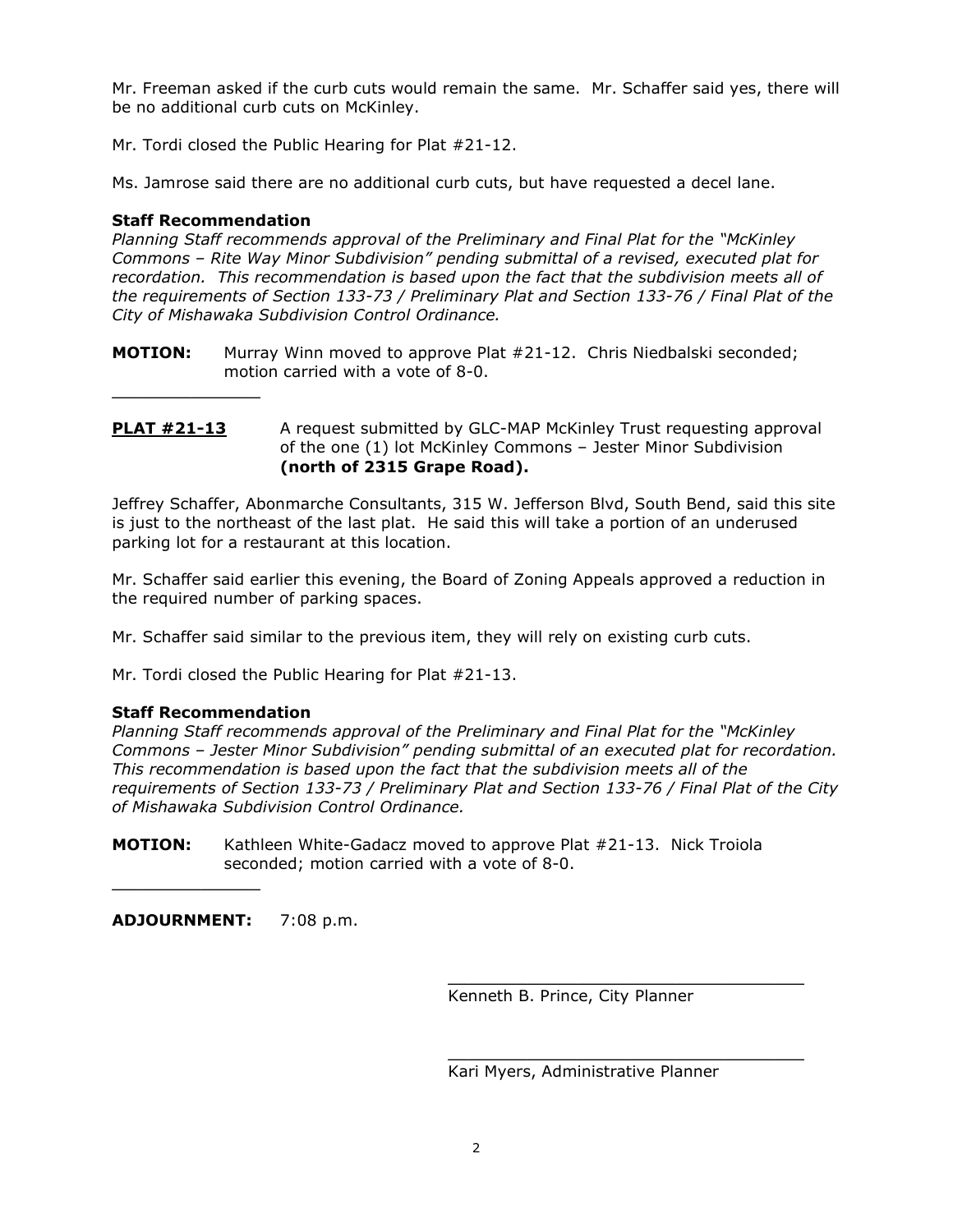Mr. Freeman asked if the curb cuts would remain the same. Mr. Schaffer said yes, there will be no additional curb cuts on McKinley.

Mr. Tordi closed the Public Hearing for Plat #21-12.

Ms. Jamrose said there are no additional curb cuts, but have requested a decel lane.

**Staff Recommendation**

*Planning Staff recommends approval of the Preliminary and Final Plat for the "McKinley Commons – Rite Way Minor Subdivision" pending submittal of a revised, executed plat for recordation. This recommendation is based upon the fact that the subdivision meets all of the requirements of Section 133-73 / Preliminary Plat and Section 133-76 / Final Plat of the City of Mishawaka Subdivision Control Ordinance.*

**MOTION:** Murray Winn moved to approve Plat #21-12. Chris Niedbalski seconded; motion carried with a vote of 8-0.

---

**PLAT #21-13** A request submitted by GLC-MAP McKinley Trust requesting approval of the one (1) lot McKinley Commons – Jester Minor Subdivision **(north of 2315 Grape Road).**

Jeffrey Schaffer, Abonmarche Consultants, 315 W. Jefferson Blvd, South Bend, said this site is just to the northeast of the last plat. He said this will take a portion of an underused parking lot for a restaurant at this location.

Mr. Schaffer said earlier this evening, the Board of Zoning Appeals approved a reduction in the required number of parking spaces.

Mr. Schaffer said similar to the previous item, they will rely on existing curb cuts.

Mr. Tordi closed the Public Hearing for Plat #21-13.

**Staff Recommendation**

*Planning Staff recommends approval of the Preliminary and Final Plat for the "McKinley Commons – Jester Minor Subdivision" pending submittal of an executed plat for recordation. This recommendation is based upon the fact that the subdivision meets all of the requirements of Section 133-73 / Preliminary Plat and Section 133-76 / Final Plat of the City of Mishawaka Subdivision Control Ordinance.*

**MOTION:** Kathleen White-Gadacz moved to approve Plat #21-13. Nick Troiola seconded; motion carried with a vote of 8-0.

---

**ADJOURNMENT:** 7:08 p.m.

Kenneth B. Prince, City Planner

Kari Myers, Administrative Planner